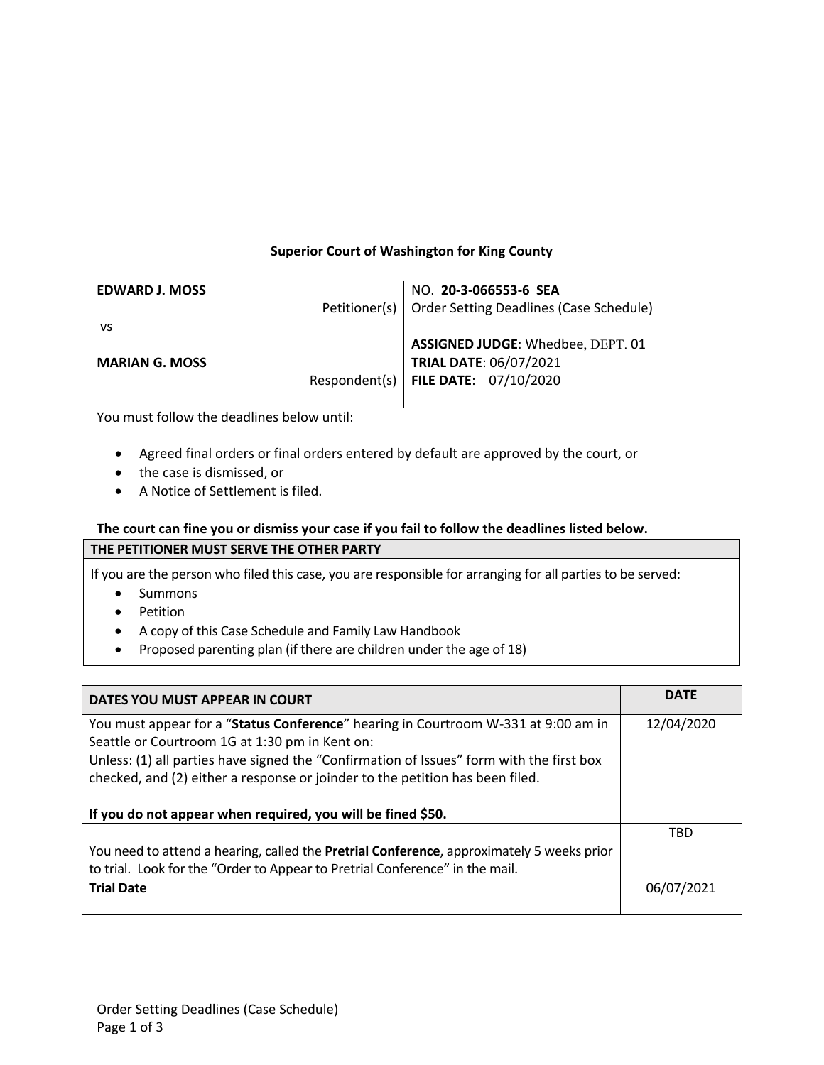## Superior Court of Washington for King County

| | |
|---|---|
| **EDWARD J. MOSS** Petitioner(s) | NO. **20-3-066553-6 SEA** Order Setting Deadlines (Case Schedule) |
| vs | |
| **MARIAN G. MOSS** Respondent(s) | **ASSIGNED JUDGE**: Whedbee, DEPT. 01 **TRIAL DATE**: 06/07/2021 **FILE DATE**: 07/10/2020 |

You must follow the deadlines below until:

- Agreed final orders or final orders entered by default are approved by the court, or
- the case is dismissed, or
- A Notice of Settlement is filed.

**The court can fine you or dismiss your case if you fail to follow the deadlines listed below.**

| THE PETITIONER MUST SERVE THE OTHER PARTY |
|---|
| If you are the person who filed this case, you are responsible for arranging for all parties to be served:<br>• Summons<br>• Petition<br>• A copy of this Case Schedule and Family Law Handbook<br>• Proposed parenting plan (if there are children under the age of 18) |

| DATES YOU MUST APPEAR IN COURT | DATE |
|---|---|
| You must appear for a "**Status Conference**" hearing in Courtroom W-331 at 9:00 am in Seattle or Courtroom 1G at 1:30 pm in Kent on:<br>Unless: (1) all parties have signed the "Confirmation of Issues" form with the first box checked, and (2) either a response or joinder to the petition has been filed.<br><br>**If you do not appear when required, you will be fined $50.** | 12/04/2020 |
| You need to attend a hearing, called the **Pretrial Conference**, approximately 5 weeks prior to trial. Look for the "Order to Appear to Pretrial Conference" in the mail. | TBD |
| **Trial Date** | 06/07/2021 |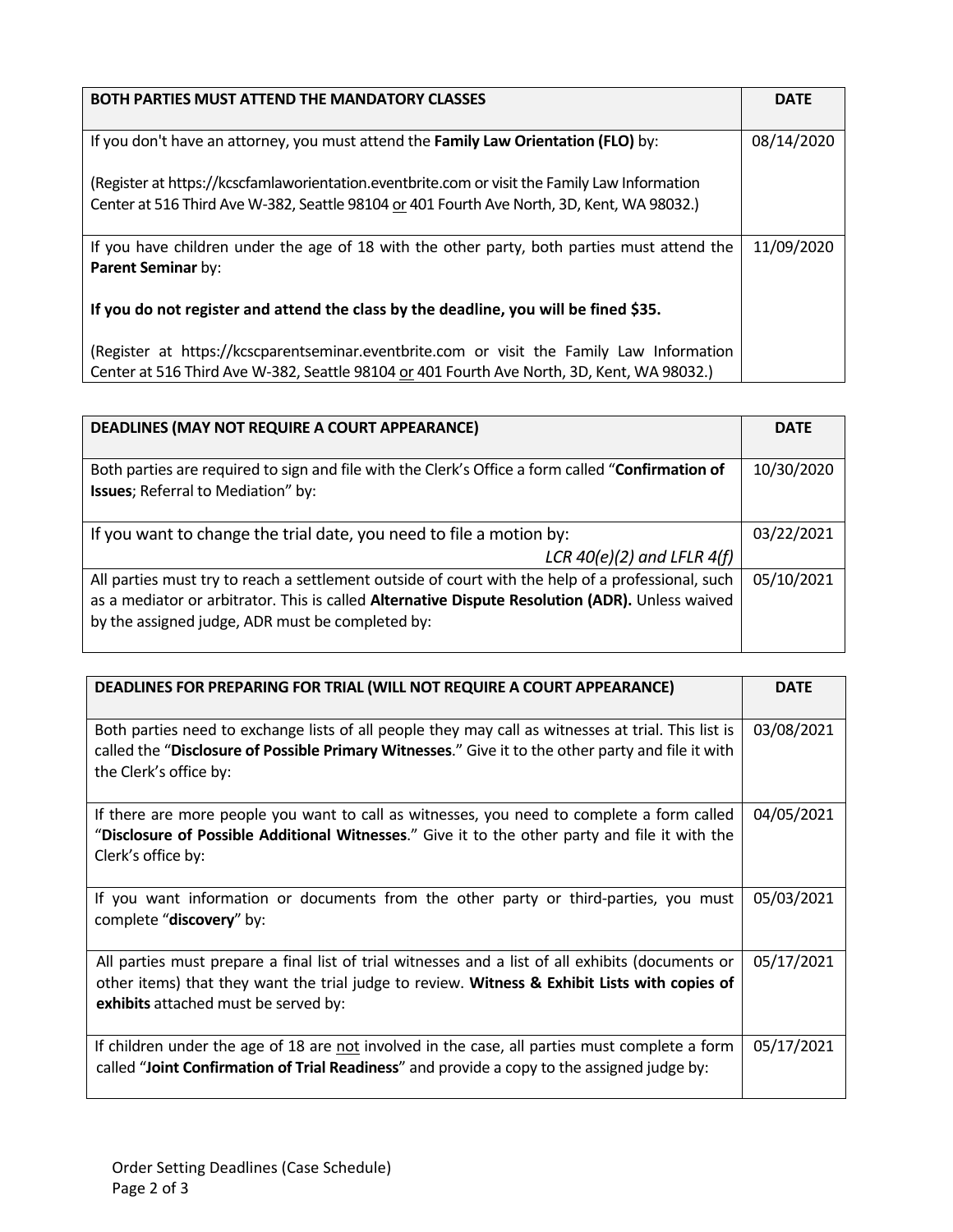| BOTH PARTIES MUST ATTEND THE MANDATORY CLASSES | DATE |
| --- | --- |
| If you don't have an attorney, you must attend the **Family Law Orientation (FLO)** by:<br><br>(Register at https://kcscfamlaworientation.eventbrite.com or visit the Family Law Information Center at 516 Third Ave W-382, Seattle 98104 or 401 Fourth Ave North, 3D, Kent, WA 98032.) | 08/14/2020 |
| If you have children under the age of 18 with the other party, both parties must attend the **Parent Seminar** by:<br><br>**If you do not register and attend the class by the deadline, you will be fined $35.**<br><br>(Register at https://kcscparentseminar.eventbrite.com or visit the Family Law Information Center at 516 Third Ave W-382, Seattle 98104 or 401 Fourth Ave North, 3D, Kent, WA 98032.) | 11/09/2020 |

| DEADLINES (MAY NOT REQUIRE A COURT APPEARANCE) | DATE |
| --- | --- |
| Both parties are required to sign and file with the Clerk's Office a form called "**Confirmation of Issues**; Referral to Mediation" by: | 10/30/2020 |
| If you want to change the trial date, you need to file a motion by: *LCR 40(e)(2) and LFLR 4(f)* | 03/22/2021 |
| All parties must try to reach a settlement outside of court with the help of a professional, such as a mediator or arbitrator. This is called **Alternative Dispute Resolution (ADR).** Unless waived by the assigned judge, ADR must be completed by: | 05/10/2021 |

| DEADLINES FOR PREPARING FOR TRIAL (WILL NOT REQUIRE A COURT APPEARANCE) | DATE |
| --- | --- |
| Both parties need to exchange lists of all people they may call as witnesses at trial. This list is called the "**Disclosure of Possible Primary Witnesses**." Give it to the other party and file it with the Clerk's office by: | 03/08/2021 |
| If there are more people you want to call as witnesses, you need to complete a form called "**Disclosure of Possible Additional Witnesses**." Give it to the other party and file it with the Clerk's office by: | 04/05/2021 |
| If you want information or documents from the other party or third-parties, you must complete "**discovery**" by: | 05/03/2021 |
| All parties must prepare a final list of trial witnesses and a list of all exhibits (documents or other items) that they want the trial judge to review. **Witness & Exhibit Lists with copies of exhibits** attached must be served by: | 05/17/2021 |
| If children under the age of 18 are not involved in the case, all parties must complete a form called "**Joint Confirmation of Trial Readiness**" and provide a copy to the assigned judge by: | 05/17/2021 |

Order Setting Deadlines (Case Schedule)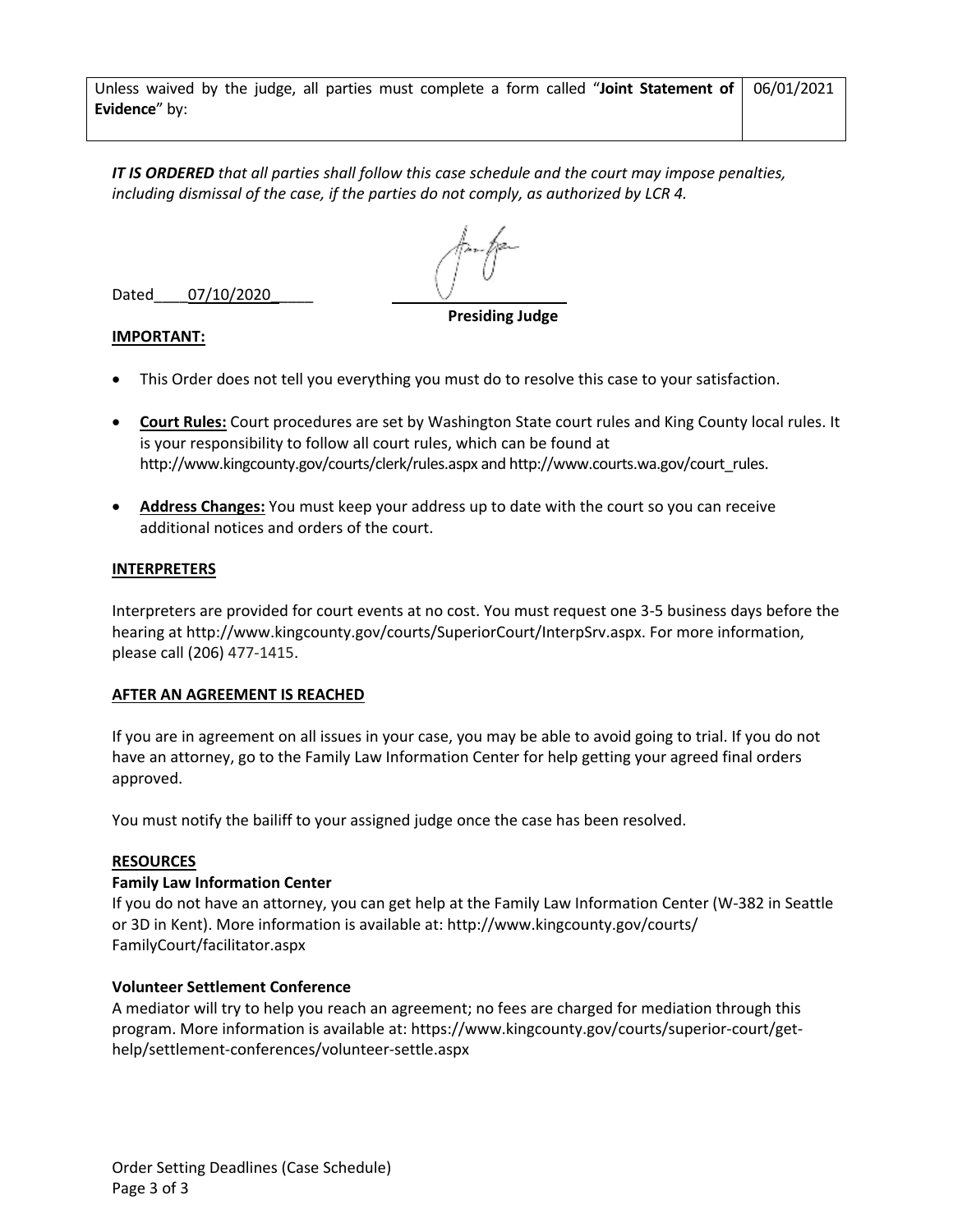| | |
|---|---|
| Unless waived by the judge, all parties must complete a form called "**Joint Statement of Evidence**" by: | 06/01/2021 |

***IT IS ORDERED*** *that all parties shall follow this case schedule and the court may impose penalties, including dismissal of the case, if the parties do not comply, as authorized by LCR 4.*

Dated____07/10/2020_____

**Presiding Judge**

**IMPORTANT:**

- This Order does not tell you everything you must do to resolve this case to your satisfaction.
- **Court Rules:** Court procedures are set by Washington State court rules and King County local rules. It is your responsibility to follow all court rules, which can be found at http://www.kingcounty.gov/courts/clerk/rules.aspx and http://www.courts.wa.gov/court_rules.
- **Address Changes:** You must keep your address up to date with the court so you can receive additional notices and orders of the court.

**INTERPRETERS**

Interpreters are provided for court events at no cost. You must request one 3-5 business days before the hearing at http://www.kingcounty.gov/courts/SuperiorCourt/InterpSrv.aspx. For more information, please call (206) 477-1415.

**AFTER AN AGREEMENT IS REACHED**

If you are in agreement on all issues in your case, you may be able to avoid going to trial. If you do not have an attorney, go to the Family Law Information Center for help getting your agreed final orders approved.

You must notify the bailiff to your assigned judge once the case has been resolved.

**RESOURCES**

**Family Law Information Center**

If you do not have an attorney, you can get help at the Family Law Information Center (W-382 in Seattle or 3D in Kent). More information is available at: http://www.kingcounty.gov/courts/FamilyCourt/facilitator.aspx

**Volunteer Settlement Conference**

A mediator will try to help you reach an agreement; no fees are charged for mediation through this program. More information is available at: https://www.kingcounty.gov/courts/superior-court/get-help/settlement-conferences/volunteer-settle.aspx

Order Setting Deadlines (Case Schedule)